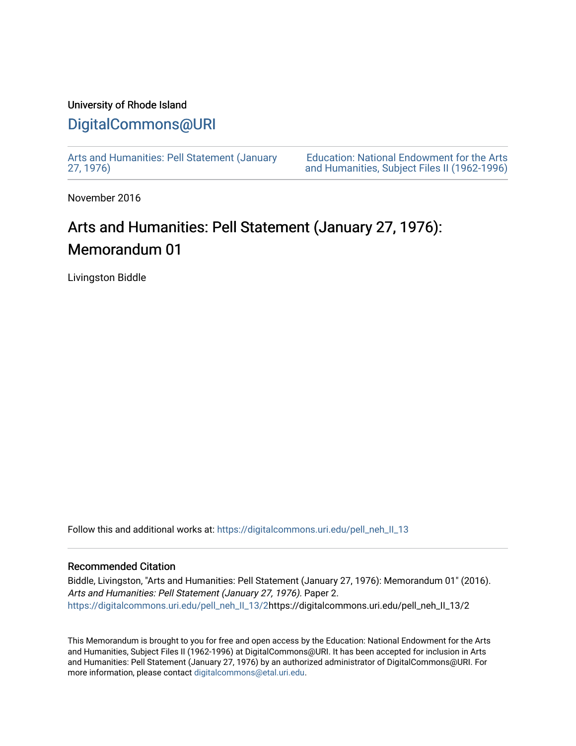University of Rhode Island

## DigitalCommons@URI

Arts and Humanities: Pell Statement (January 27, 1976)

Education: National Endowment for the Arts and Humanities, Subject Files II (1962-1996)

November 2016

# Arts and Humanities: Pell Statement (January 27, 1976): Memorandum 01

Livingston Biddle

Follow this and additional works at: https://digitalcommons.uri.edu/pell_neh_II_13

### Recommended Citation

Biddle, Livingston, "Arts and Humanities: Pell Statement (January 27, 1976): Memorandum 01" (2016). *Arts and Humanities: Pell Statement (January 27, 1976)*. Paper 2.
https://digitalcommons.uri.edu/pell_neh_II_13/2https://digitalcommons.uri.edu/pell_neh_II_13/2

This Memorandum is brought to you for free and open access by the Education: National Endowment for the Arts and Humanities, Subject Files II (1962-1996) at DigitalCommons@URI. It has been accepted for inclusion in Arts and Humanities: Pell Statement (January 27, 1976) by an authorized administrator of DigitalCommons@URI. For more information, please contact digitalcommons@etal.uri.edu.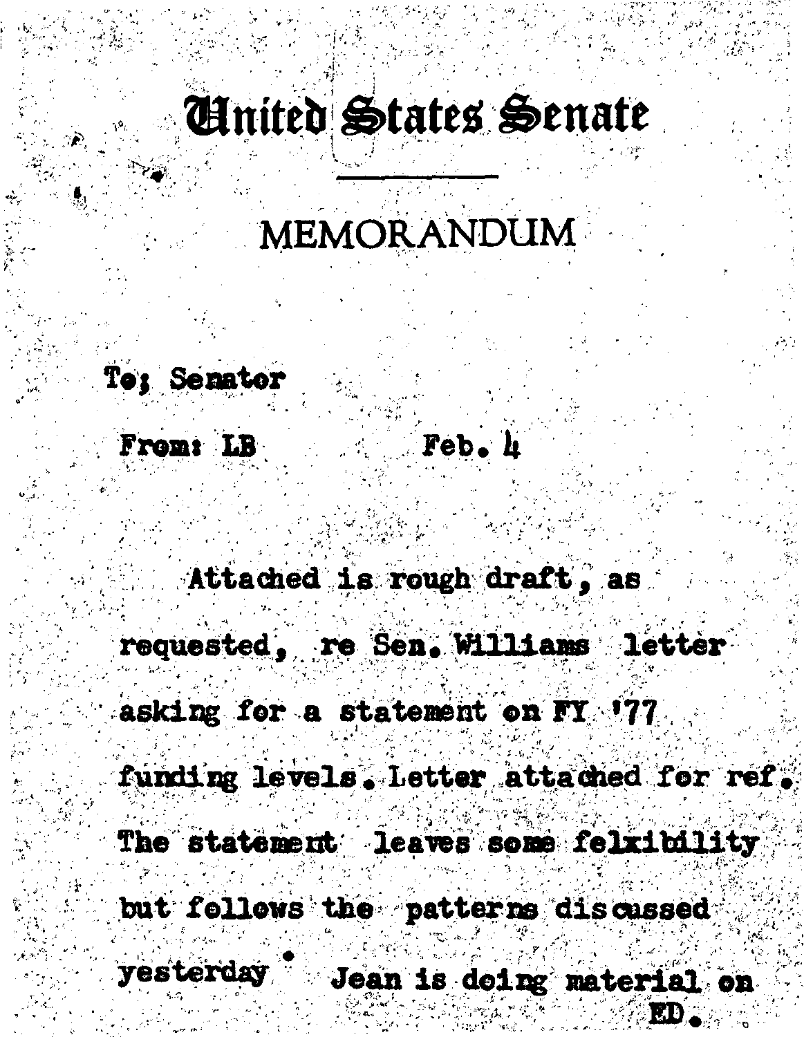# United States Senate

## MEMORANDUM

To: Senator

From: LB Feb. 4

Attached is rough draft, as requested, re Sen. Williams letter asking for a statement on FY '77 funding levels. Letter attached for ref. The statement leaves some felxibility but follows the patterns discussed yesterday. Jean is doing material on ED.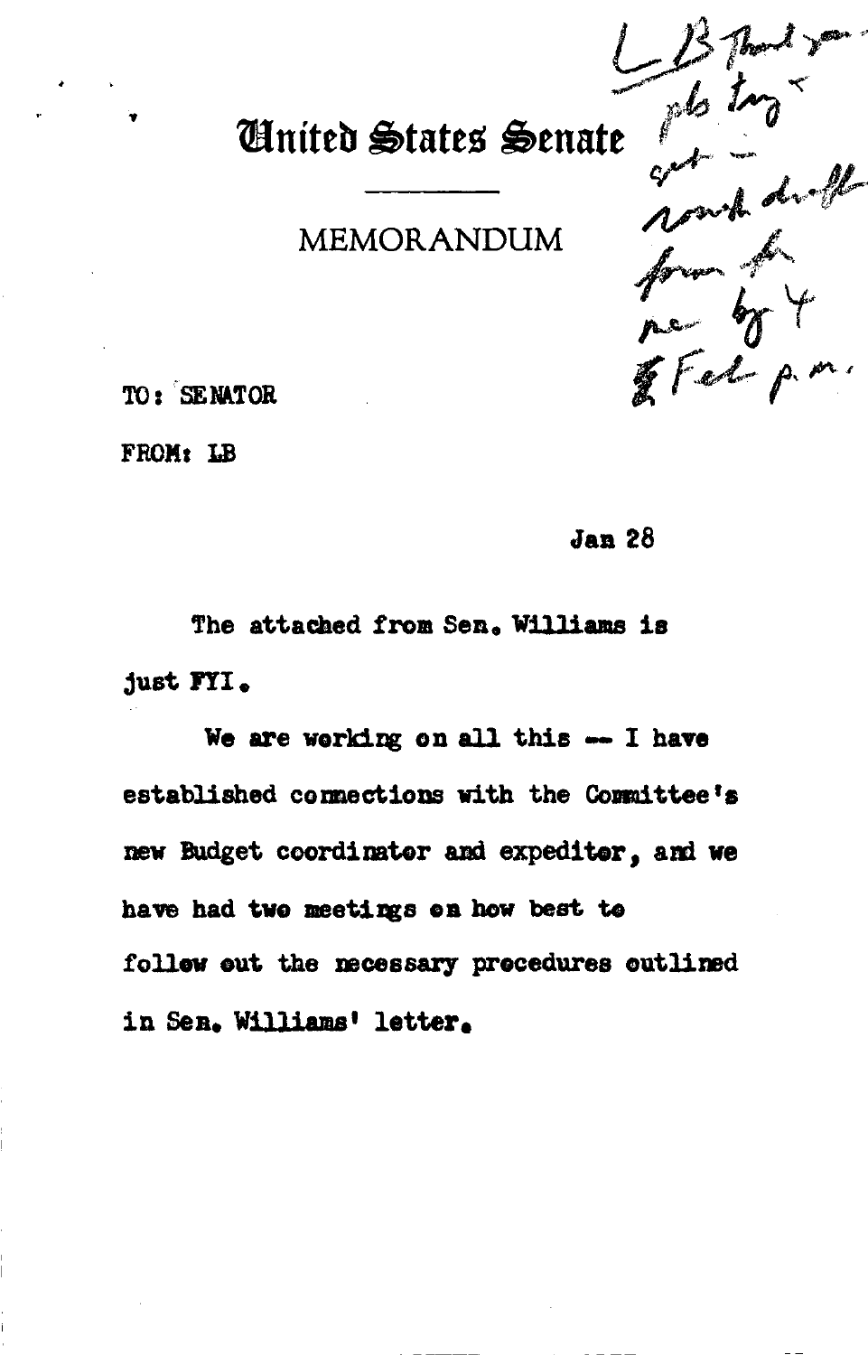# United States Senate

## MEMORANDUM

LB Thank you - pls try & get - rough draft from the ne by 4 Feb p.m.

TO: SENATOR

FROM: LB

Jan 28

The attached from Sen. Williams is just FYI.

We are working on all this -- I have established connections with the Committee's new Budget coordinator and expediter, and we have had two meetings on how best to follow out the necessary procedures outlined in Sen. Williams' letter.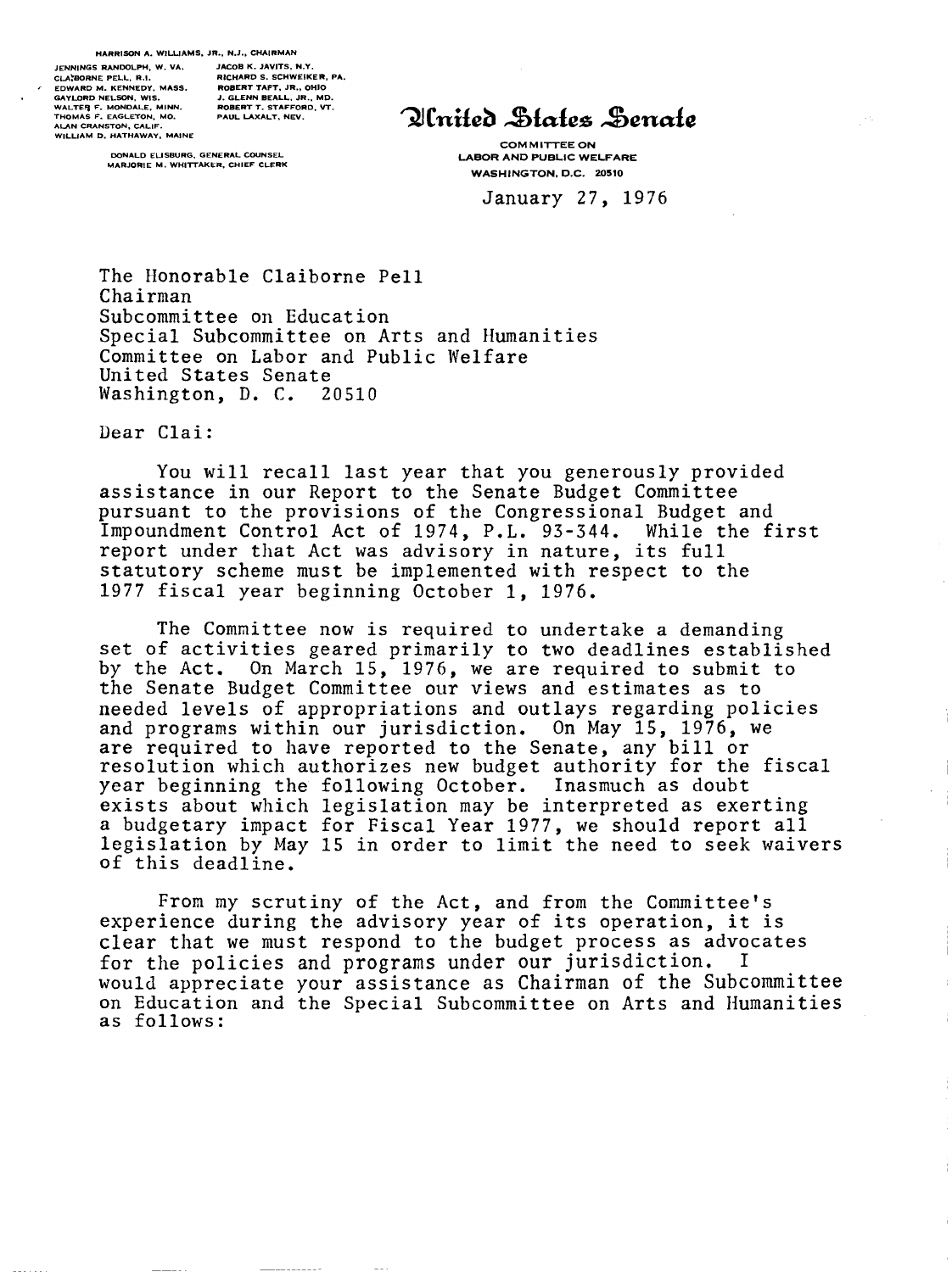HARRISON A. WILLIAMS, JR., N.J., CHAIRMAN

JENNINGS RANDOLPH, W. VA.
CLAIBORNE PELL, R.I.
EDWARD M. KENNEDY, MASS.
GAYLORD NELSON, WIS.
WALTER F. MONDALE, MINN.
THOMAS F. EAGLETON, MO.
ALAN CRANSTON, CALIF.
WILLIAM D. HATHAWAY, MAINE

JACOB K. JAVITS, N.Y.
RICHARD S. SCHWEIKER, PA.
ROBERT TAFT, JR., OHIO
J. GLENN BEALL, JR., MD.
ROBERT T. STAFFORD, VT.
PAUL LAXALT, NEV.

DONALD ELISBURG, GENERAL COUNSEL
MARJORIE M. WHITTAKER, CHIEF CLERK

# United States Senate

COMMITTEE ON
LABOR AND PUBLIC WELFARE
WASHINGTON, D.C. 20510

January 27, 1976

The Honorable Claiborne Pell
Chairman
Subcommittee on Education
Special Subcommittee on Arts and Humanities
Committee on Labor and Public Welfare
United States Senate
Washington, D. C. 20510

Dear Clai:

You will recall last year that you generously provided assistance in our Report to the Senate Budget Committee pursuant to the provisions of the Congressional Budget and Impoundment Control Act of 1974, P.L. 93-344. While the first report under that Act was advisory in nature, its full statutory scheme must be implemented with respect to the 1977 fiscal year beginning October 1, 1976.

The Committee now is required to undertake a demanding set of activities geared primarily to two deadlines established by the Act. On March 15, 1976, we are required to submit to the Senate Budget Committee our views and estimates as to needed levels of appropriations and outlays regarding policies and programs within our jurisdiction. On May 15, 1976, we are required to have reported to the Senate, any bill or resolution which authorizes new budget authority for the fiscal year beginning the following October. Inasmuch as doubt exists about which legislation may be interpreted as exerting a budgetary impact for Fiscal Year 1977, we should report all legislation by May 15 in order to limit the need to seek waivers of this deadline.

From my scrutiny of the Act, and from the Committee's experience during the advisory year of its operation, it is clear that we must respond to the budget process as advocates for the policies and programs under our jurisdiction. I would appreciate your assistance as Chairman of the Subcommittee on Education and the Special Subcommittee on Arts and Humanities as follows: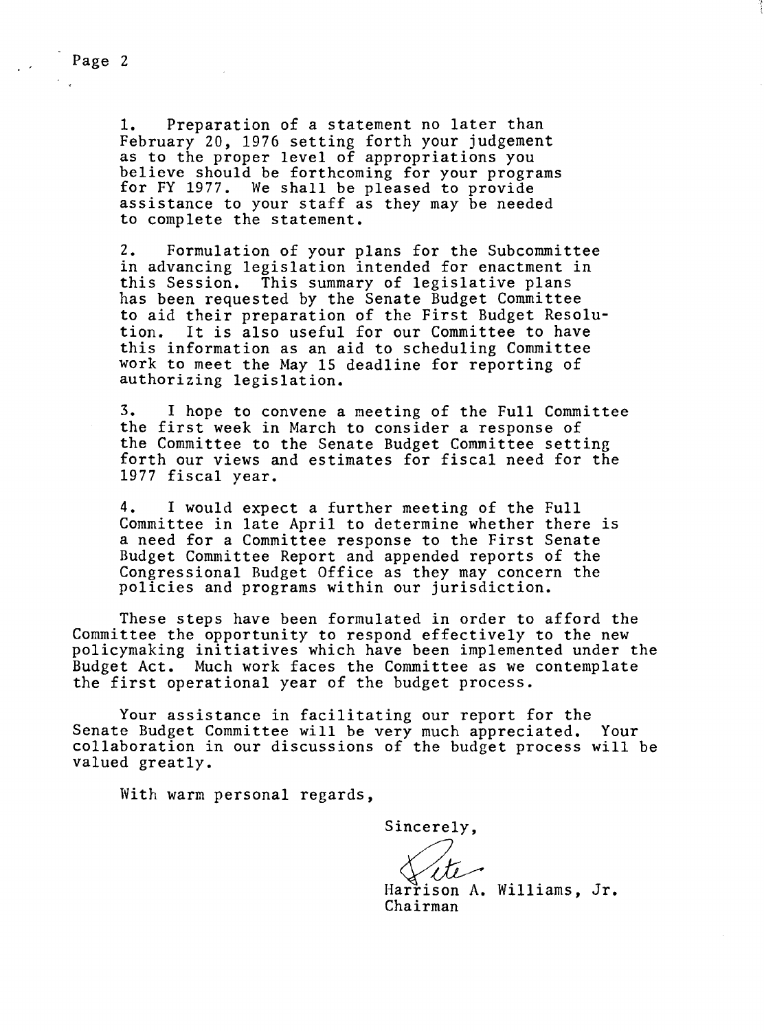1. Preparation of a statement no later than February 20, 1976 setting forth your judgement as to the proper level of appropriations you believe should be forthcoming for your programs for FY 1977. We shall be pleased to provide assistance to your staff as they may be needed to complete the statement.

2. Formulation of your plans for the Subcommittee in advancing legislation intended for enactment in this Session. This summary of legislative plans has been requested by the Senate Budget Committee to aid their preparation of the First Budget Resolution. It is also useful for our Committee to have this information as an aid to scheduling Committee work to meet the May 15 deadline for reporting of authorizing legislation.

3. I hope to convene a meeting of the Full Committee the first week in March to consider a response of the Committee to the Senate Budget Committee setting forth our views and estimates for fiscal need for the 1977 fiscal year.

4. I would expect a further meeting of the Full Committee in late April to determine whether there is a need for a Committee response to the First Senate Budget Committee Report and appended reports of the Congressional Budget Office as they may concern the policies and programs within our jurisdiction.

These steps have been formulated in order to afford the Committee the opportunity to respond effectively to the new policymaking initiatives which have been implemented under the Budget Act. Much work faces the Committee as we contemplate the first operational year of the budget process.

Your assistance in facilitating our report for the Senate Budget Committee will be very much appreciated. Your collaboration in our discussions of the budget process will be valued greatly.

With warm personal regards,

Sincerely,

Pete

Harrison A. Williams, Jr.
Chairman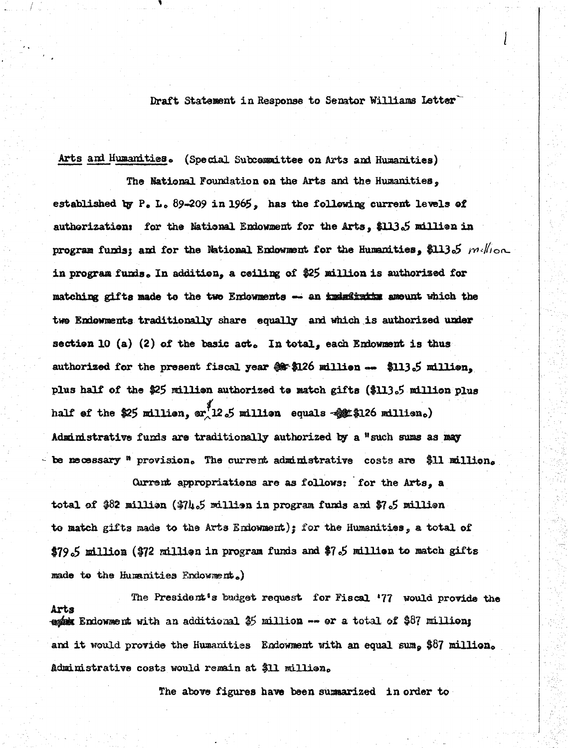Draft Statement in Response to Senator Williams Letter

Arts and Humanities. (Special Subcommittee on Arts and Humanities)

The National Foundation on the Arts and the Humanities, established by P. L. 89-209 in 1965, has the following current levels of authorization: for the National Endowment for the Arts, $113.5 million in program funds; and for the National Endowment for the Humanities, $113.5 million in program funds. In addition, a ceiling of $25 million is authorized for matching gifts made to the two Endowments -- an amount which the two Endowments traditionally share equally and which is authorized under section 10 (a) (2) of the basic act. In total, each Endowment is thus authorized for the present fiscal year $126 million -- $113.5 million, plus half of the $25 million authorized to match gifts ($113.5 million plus half of the $25 million, or $12.5 million equals $126 million.) Administrative funds are traditionally authorized by a "such sums as may be necessary" provision. The current administrative costs are $11 million.

Current appropriations are as follows: for the Arts, a total of $82 million ($74.5 million in program funds and $7.5 million to match gifts made to the Arts Endowment); for the Humanities, a total of $79.5 million ($72 million in program funds and $7.5 million to match gifts made to the Humanities Endowment.)

The President's budget request for Fiscal '77 would provide the Arts Endowment with an additional $5 million -- or a total of $87 million; and it would provide the Humanities Endowment with an equal sum, $87 million. Administrative costs would remain at $11 million.

The above figures have been summarized in order to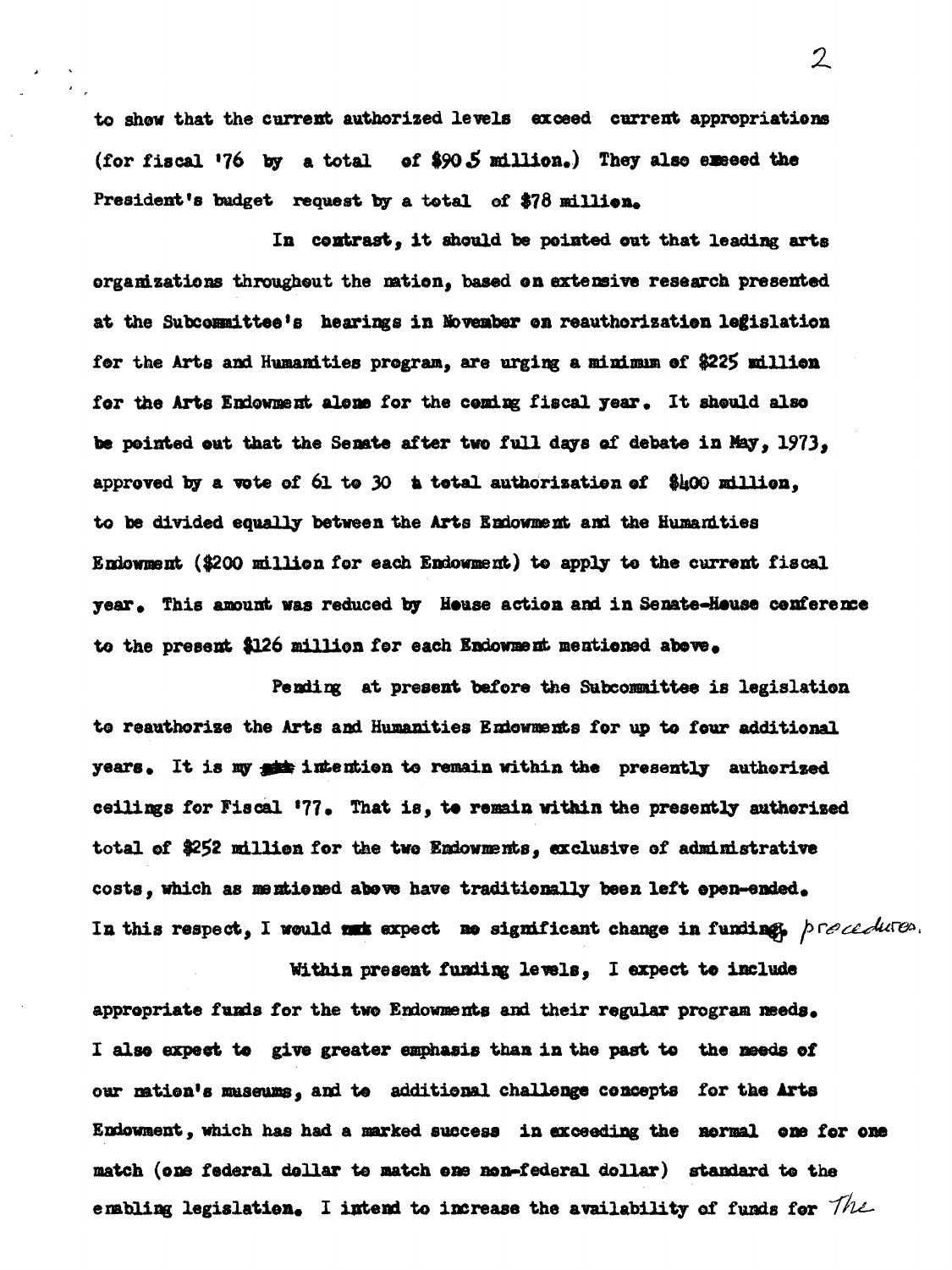to show that the current authorized levels exceed current appropriations (for fiscal '76 by a total of $90.5 million.) They also exceed the President's budget request by a total of $78 million.

In contrast, it should be pointed out that leading arts organizations throughout the nation, based on extensive research presented at the Subcommittee's hearings in November on reauthorization legislation for the Arts and Humanities program, are urging a minimum of $225 million for the Arts Endowment alone for the coming fiscal year. It should also be pointed out that the Senate after two full days of debate in May, 1973, approved by a vote of 61 to 30 a total authorization of $400 million, to be divided equally between the Arts Endowment and the Humanities Endowment ($200 million for each Endowment) to apply to the current fiscal year. This amount was reduced by House action and in Senate-House conference to the present $126 million for each Endowment mentioned above.

Pending at present before the Subcommittee is legislation to reauthorize the Arts and Humanities Endowments for up to four additional years. It is my intention to remain within the presently authorized ceilings for Fiscal '77. That is, to remain within the presently authorized total of $252 million for the two Endowments, exclusive of administrative costs, which as mentioned above have traditionally been left open-ended. In this respect, I would expect no significant change in funding procedures.

Within present funding levels, I expect to include appropriate funds for the two Endowments and their regular program needs. I also expect to give greater emphasis than in the past to the needs of our nation's museums, and to additional challenge concepts for the Arts Endowment, which has had a marked success in exceeding the normal one for one match (one federal dollar to match one non-federal dollar) standard to the enabling legislation. I intend to increase the availability of funds for The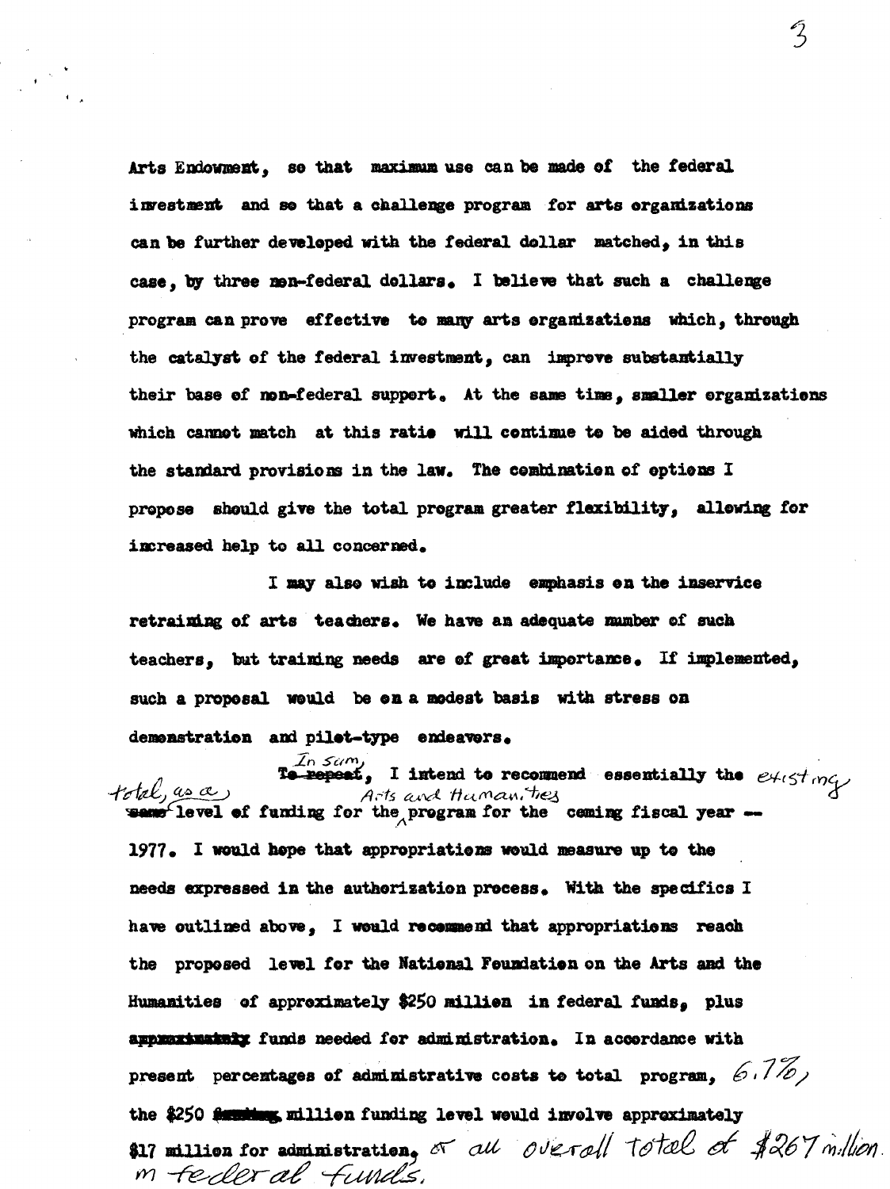Arts Endowment, so that maximum use can be made of the federal investment and so that a challenge program for arts organizations can be further developed with the federal dollar matched, in this case, by three non-federal dollars. I believe that such a challenge program can prove effective to many arts organizations which, through the catalyst of the federal investment, can improve substantially their base of non-federal support. At the same time, smaller organizations which cannot match at this ratio will continue to be aided through the standard provisions in the law. The combination of options I propose should give the total program greater flexibility, allowing for increased help to all concerned.

I may also wish to include emphasis on the inservice retraining of arts teachers. We have an adequate number of such teachers, but training needs are of great importance. If implemented, such a proposal would be on a modest basis with stress on demonstration and pilot-type endeavers.

In sum, I intend to recommend essentially the existing total, as a level of funding for the Arts and Humanities program for the coming fiscal year -- 1977. I would hope that appropriations would measure up to the needs expressed in the authorization process. With the specifics I have outlined above, I would recommend that appropriations reach the proposed level for the National Foundation on the Arts and the Humanities of approximately $250 million in federal funds, plus funds needed for administration. In accordance with present percentages of administrative costs to total program, 6.7%, the $250 million funding level would involve approximately $17 million for administration, or an overall total of $267 million in federal funds.